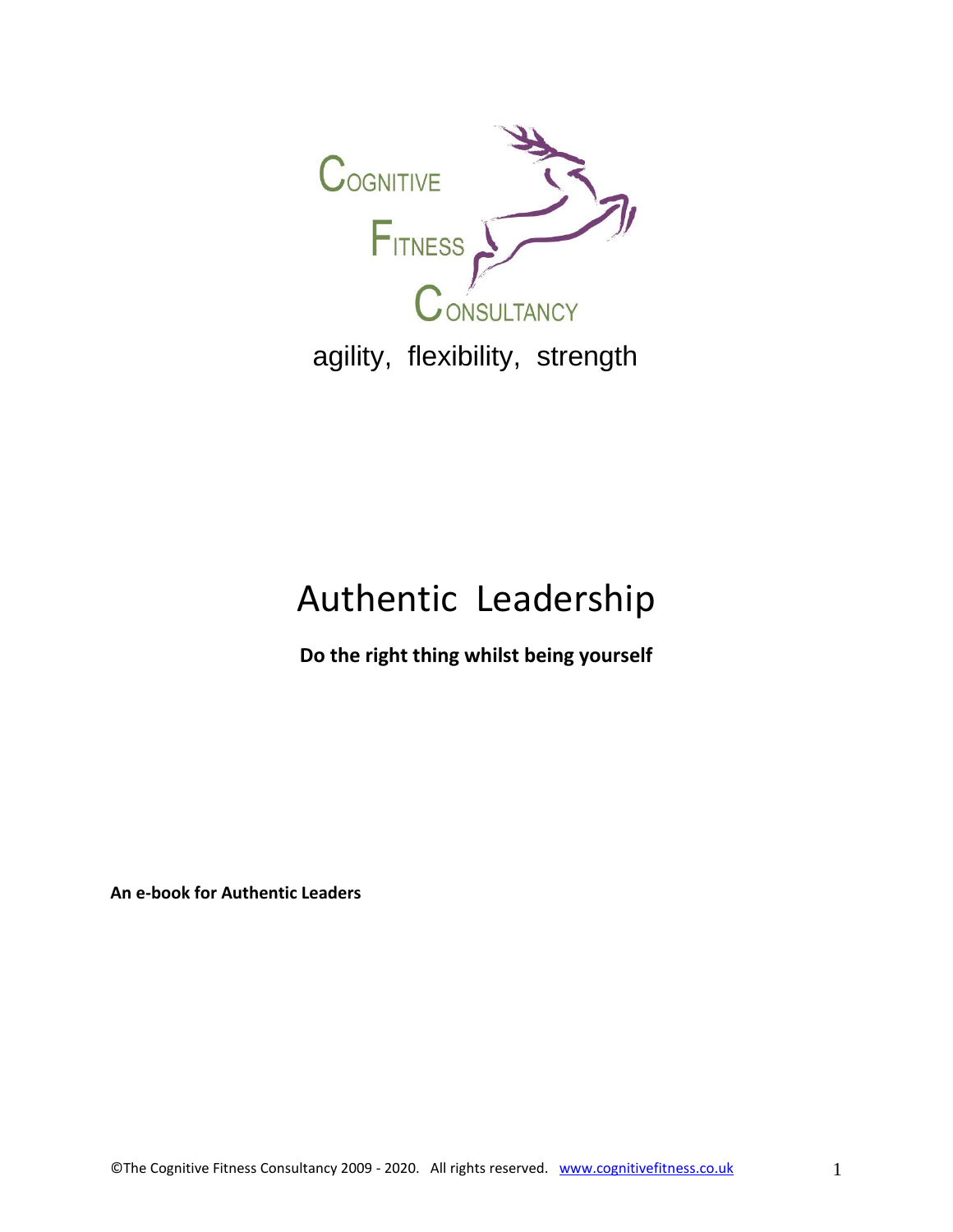COGNITIVE FITNESS CONSULTANCY

agility, flexibility, strength

# Authentic Leadership

**Do the right thing whilst being yourself**

**An e-book for Authentic Leaders**

©The Cognitive Fitness Consultancy 2009 - 2020. All rights reserved. www.cognitivefitness.co.uk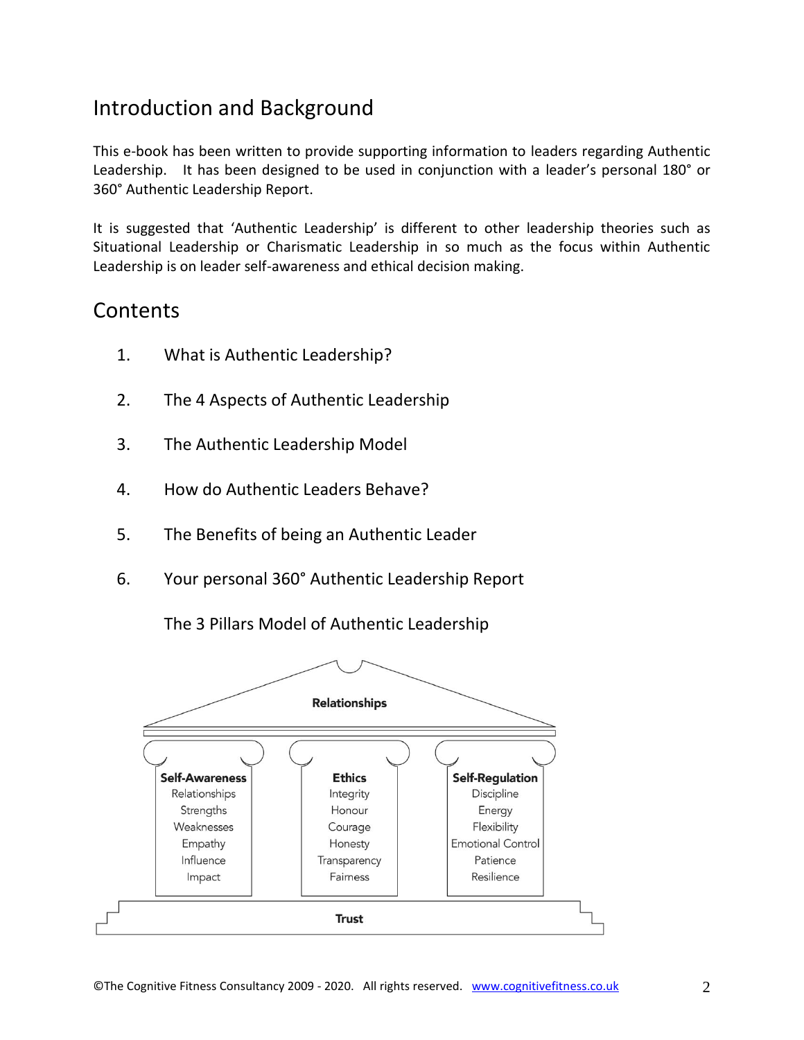## Introduction and Background

This e-book has been written to provide supporting information to leaders regarding Authentic Leadership. It has been designed to be used in conjunction with a leader's personal 180° or 360° Authentic Leadership Report.

It is suggested that 'Authentic Leadership' is different to other leadership theories such as Situational Leadership or Charismatic Leadership in so much as the focus within Authentic Leadership is on leader self-awareness and ethical decision making.

## Contents

1. What is Authentic Leadership?
2. The 4 Aspects of Authentic Leadership
3. The Authentic Leadership Model
4. How do Authentic Leaders Behave?
5. The Benefits of being an Authentic Leader
6. Your personal 360° Authentic Leadership Report

The 3 Pillars Model of Authentic Leadership

**Relationships**

| **Self-Awareness** | **Ethics** | **Self-Regulation** |
| --- | --- | --- |
| Relationships | Integrity | Discipline |
| Strengths | Honour | Energy |
| Weaknesses | Courage | Flexibility |
| Empathy | Honesty | Emotional Control |
| Influence | Transparency | Patience |
| Impact | Fairness | Resilience |

**Trust**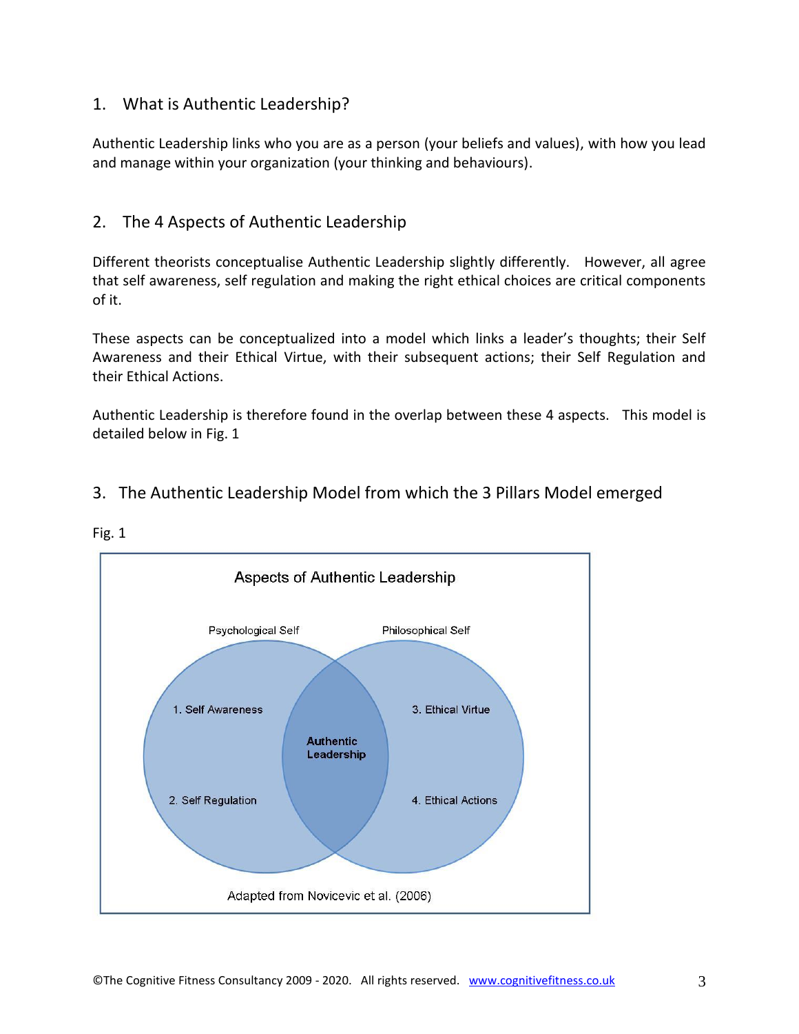## 1. What is Authentic Leadership?

Authentic Leadership links who you are as a person (your beliefs and values), with how you lead and manage within your organization (your thinking and behaviours).

## 2. The 4 Aspects of Authentic Leadership

Different theorists conceptualise Authentic Leadership slightly differently. However, all agree that self awareness, self regulation and making the right ethical choices are critical components of it.

These aspects can be conceptualized into a model which links a leader's thoughts; their Self Awareness and their Ethical Virtue, with their subsequent actions; their Self Regulation and their Ethical Actions.

Authentic Leadership is therefore found in the overlap between these 4 aspects. This model is detailed below in Fig. 1

## 3. The Authentic Leadership Model from which the 3 Pillars Model emerged

Fig. 1

Aspects of Authentic Leadership

Psychological Self

1. Self Awareness

2. Self Regulation

Authentic Leadership

Philosophical Self

3. Ethical Virtue

4. Ethical Actions

Adapted from Novicevic et al. (2006)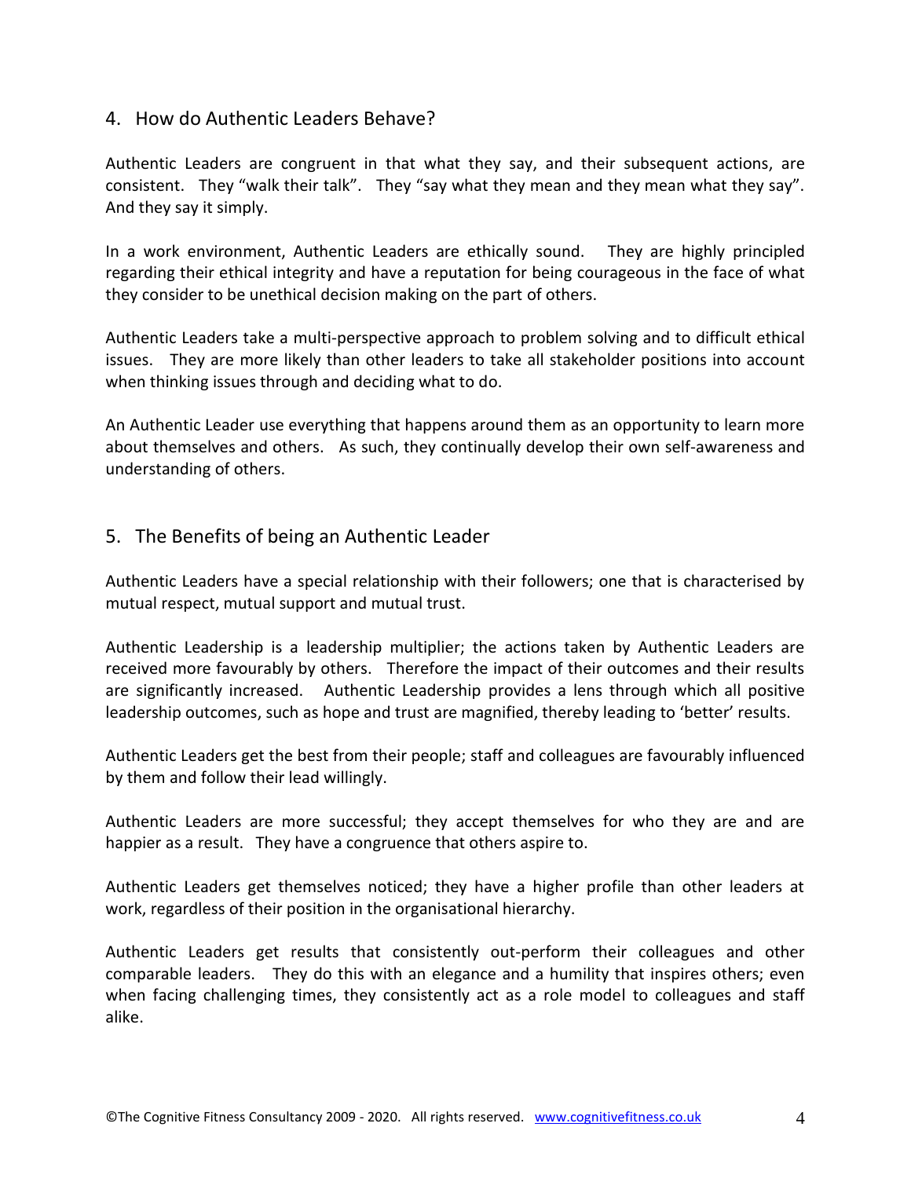## 4. How do Authentic Leaders Behave?

Authentic Leaders are congruent in that what they say, and their subsequent actions, are consistent. They "walk their talk". They "say what they mean and they mean what they say". And they say it simply.

In a work environment, Authentic Leaders are ethically sound. They are highly principled regarding their ethical integrity and have a reputation for being courageous in the face of what they consider to be unethical decision making on the part of others.

Authentic Leaders take a multi-perspective approach to problem solving and to difficult ethical issues. They are more likely than other leaders to take all stakeholder positions into account when thinking issues through and deciding what to do.

An Authentic Leader use everything that happens around them as an opportunity to learn more about themselves and others. As such, they continually develop their own self-awareness and understanding of others.

## 5. The Benefits of being an Authentic Leader

Authentic Leaders have a special relationship with their followers; one that is characterised by mutual respect, mutual support and mutual trust.

Authentic Leadership is a leadership multiplier; the actions taken by Authentic Leaders are received more favourably by others. Therefore the impact of their outcomes and their results are significantly increased. Authentic Leadership provides a lens through which all positive leadership outcomes, such as hope and trust are magnified, thereby leading to 'better' results.

Authentic Leaders get the best from their people; staff and colleagues are favourably influenced by them and follow their lead willingly.

Authentic Leaders are more successful; they accept themselves for who they are and are happier as a result. They have a congruence that others aspire to.

Authentic Leaders get themselves noticed; they have a higher profile than other leaders at work, regardless of their position in the organisational hierarchy.

Authentic Leaders get results that consistently out-perform their colleagues and other comparable leaders. They do this with an elegance and a humility that inspires others; even when facing challenging times, they consistently act as a role model to colleagues and staff alike.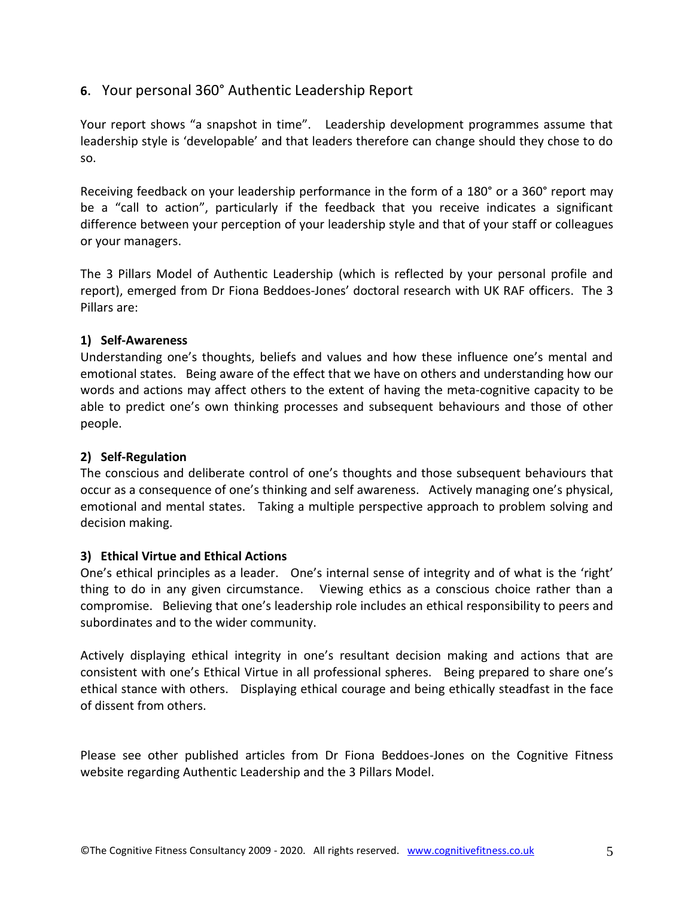## **6**. Your personal 360° Authentic Leadership Report

Your report shows "a snapshot in time". Leadership development programmes assume that leadership style is 'developable' and that leaders therefore can change should they chose to do so.

Receiving feedback on your leadership performance in the form of a 180° or a 360° report may be a "call to action", particularly if the feedback that you receive indicates a significant difference between your perception of your leadership style and that of your staff or colleagues or your managers.

The 3 Pillars Model of Authentic Leadership (which is reflected by your personal profile and report), emerged from Dr Fiona Beddoes-Jones' doctoral research with UK RAF officers. The 3 Pillars are:

**1) Self-Awareness**

Understanding one's thoughts, beliefs and values and how these influence one's mental and emotional states. Being aware of the effect that we have on others and understanding how our words and actions may affect others to the extent of having the meta-cognitive capacity to be able to predict one's own thinking processes and subsequent behaviours and those of other people.

**2) Self-Regulation**

The conscious and deliberate control of one's thoughts and those subsequent behaviours that occur as a consequence of one's thinking and self awareness. Actively managing one's physical, emotional and mental states. Taking a multiple perspective approach to problem solving and decision making.

**3) Ethical Virtue and Ethical Actions**

One's ethical principles as a leader. One's internal sense of integrity and of what is the 'right' thing to do in any given circumstance. Viewing ethics as a conscious choice rather than a compromise. Believing that one's leadership role includes an ethical responsibility to peers and subordinates and to the wider community.

Actively displaying ethical integrity in one's resultant decision making and actions that are consistent with one's Ethical Virtue in all professional spheres. Being prepared to share one's ethical stance with others. Displaying ethical courage and being ethically steadfast in the face of dissent from others.

Please see other published articles from Dr Fiona Beddoes-Jones on the Cognitive Fitness website regarding Authentic Leadership and the 3 Pillars Model.

©The Cognitive Fitness Consultancy 2009 - 2020. All rights reserved. www.cognitivefitness.co.uk